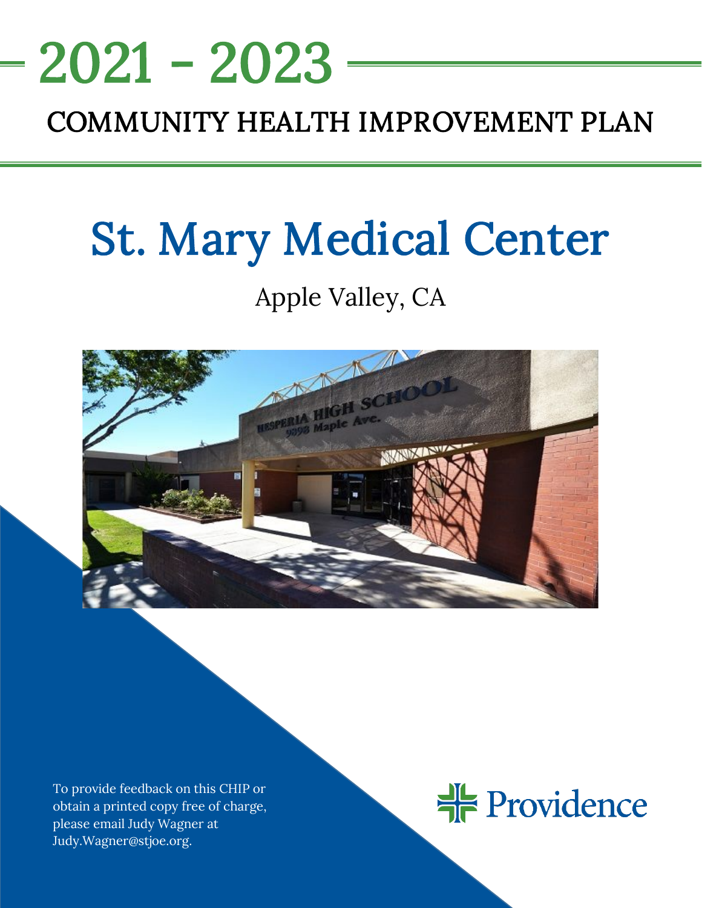# 2021 - 2023

## COMMUNITY HEALTH IMPROVEMENT PLAN

# St. Mary Medical Center

Apple Valley, CA

To provide feedback on this CHIP or obtain a printed copy free of charge, please email Judy Wagner at Judy.Wagner@stjoe.org.

Providence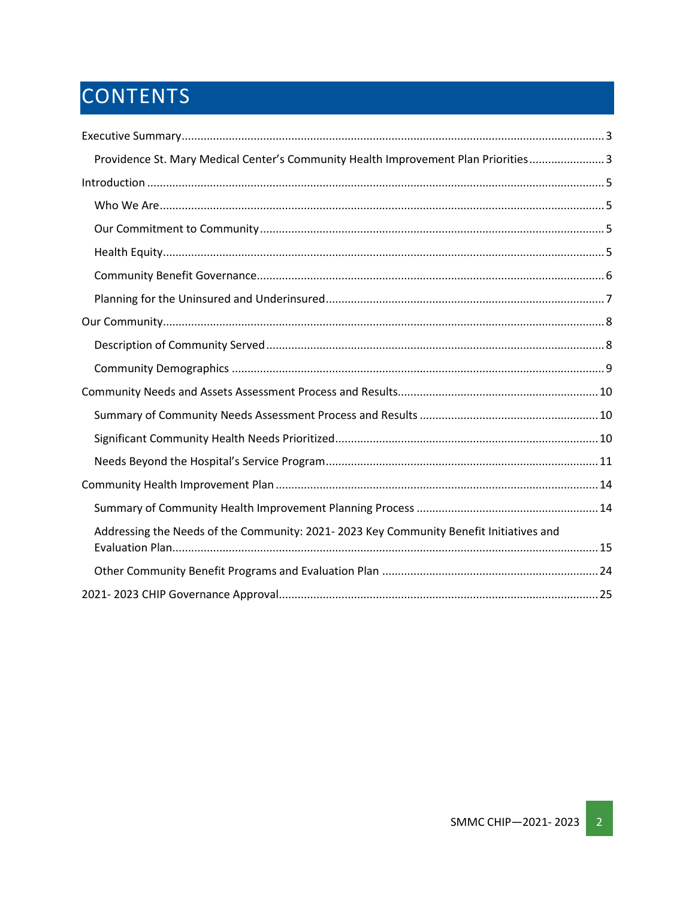# CONTENTS

- Executive Summary ... 3
  - Providence St. Mary Medical Center's Community Health Improvement Plan Priorities ... 3
- Introduction ... 5
  - Who We Are ... 5
  - Our Commitment to Community ... 5
  - Health Equity ... 5
  - Community Benefit Governance ... 6
  - Planning for the Uninsured and Underinsured ... 7
- Our Community ... 8
  - Description of Community Served ... 8
  - Community Demographics ... 9
- Community Needs and Assets Assessment Process and Results ... 10
  - Summary of Community Needs Assessment Process and Results ... 10
  - Significant Community Health Needs Prioritized ... 10
  - Needs Beyond the Hospital's Service Program ... 11
- Community Health Improvement Plan ... 14
  - Summary of Community Health Improvement Planning Process ... 14
  - Addressing the Needs of the Community: 2021- 2023 Key Community Benefit Initiatives and Evaluation Plan ... 15
  - Other Community Benefit Programs and Evaluation Plan ... 24
- 2021- 2023 CHIP Governance Approval ... 25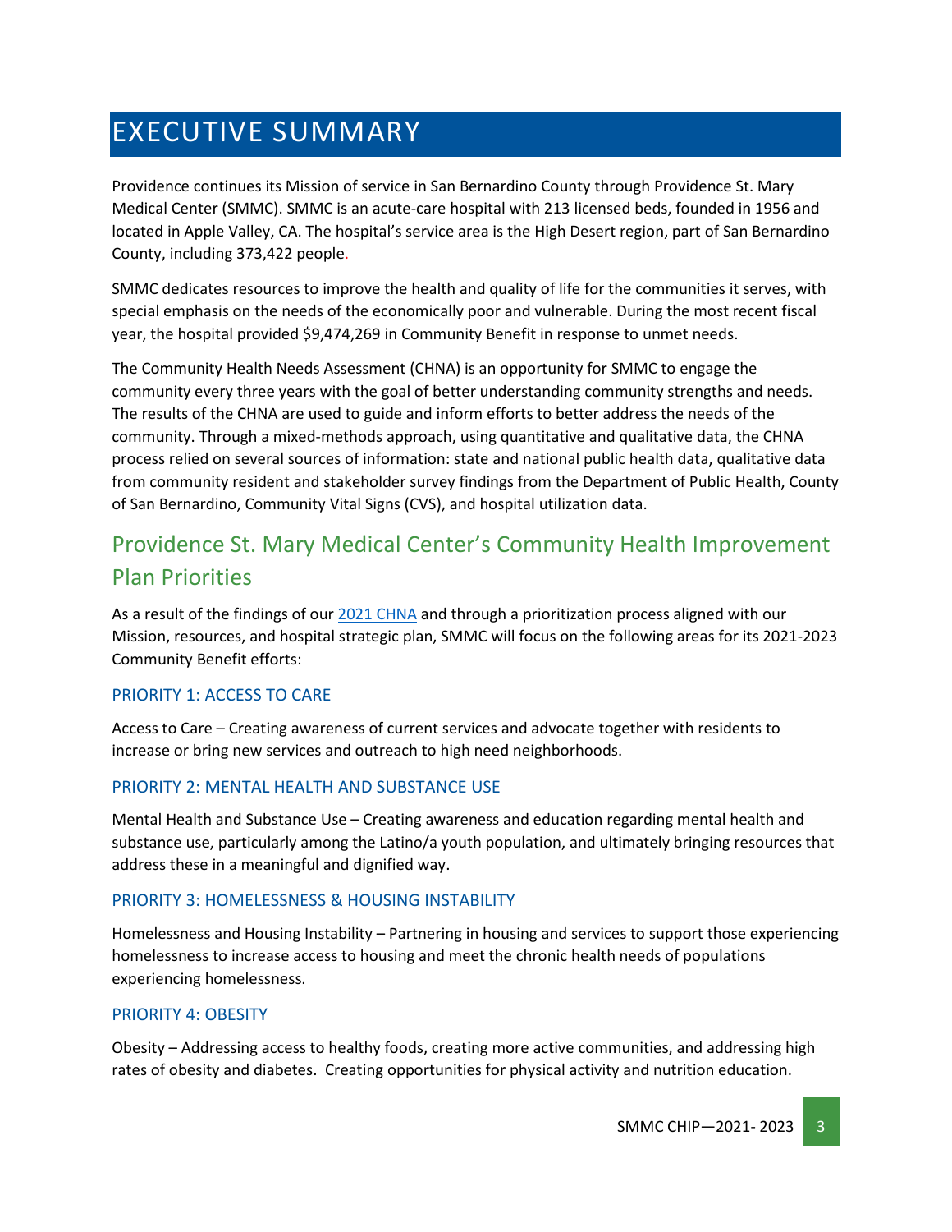# EXECUTIVE SUMMARY

Providence continues its Mission of service in San Bernardino County through Providence St. Mary Medical Center (SMMC). SMMC is an acute-care hospital with 213 licensed beds, founded in 1956 and located in Apple Valley, CA. The hospital's service area is the High Desert region, part of San Bernardino County, including 373,422 people.

SMMC dedicates resources to improve the health and quality of life for the communities it serves, with special emphasis on the needs of the economically poor and vulnerable. During the most recent fiscal year, the hospital provided $9,474,269 in Community Benefit in response to unmet needs.

The Community Health Needs Assessment (CHNA) is an opportunity for SMMC to engage the community every three years with the goal of better understanding community strengths and needs. The results of the CHNA are used to guide and inform efforts to better address the needs of the community. Through a mixed-methods approach, using quantitative and qualitative data, the CHNA process relied on several sources of information: state and national public health data, qualitative data from community resident and stakeholder survey findings from the Department of Public Health, County of San Bernardino, Community Vital Signs (CVS), and hospital utilization data.

## Providence St. Mary Medical Center's Community Health Improvement Plan Priorities

As a result of the findings of our 2021 CHNA and through a prioritization process aligned with our Mission, resources, and hospital strategic plan, SMMC will focus on the following areas for its 2021-2023 Community Benefit efforts:

### PRIORITY 1: ACCESS TO CARE

Access to Care – Creating awareness of current services and advocate together with residents to increase or bring new services and outreach to high need neighborhoods.

### PRIORITY 2: MENTAL HEALTH AND SUBSTANCE USE

Mental Health and Substance Use – Creating awareness and education regarding mental health and substance use, particularly among the Latino/a youth population, and ultimately bringing resources that address these in a meaningful and dignified way.

### PRIORITY 3: HOMELESSNESS & HOUSING INSTABILITY

Homelessness and Housing Instability – Partnering in housing and services to support those experiencing homelessness to increase access to housing and meet the chronic health needs of populations experiencing homelessness.

### PRIORITY 4: OBESITY

Obesity – Addressing access to healthy foods, creating more active communities, and addressing high rates of obesity and diabetes. Creating opportunities for physical activity and nutrition education.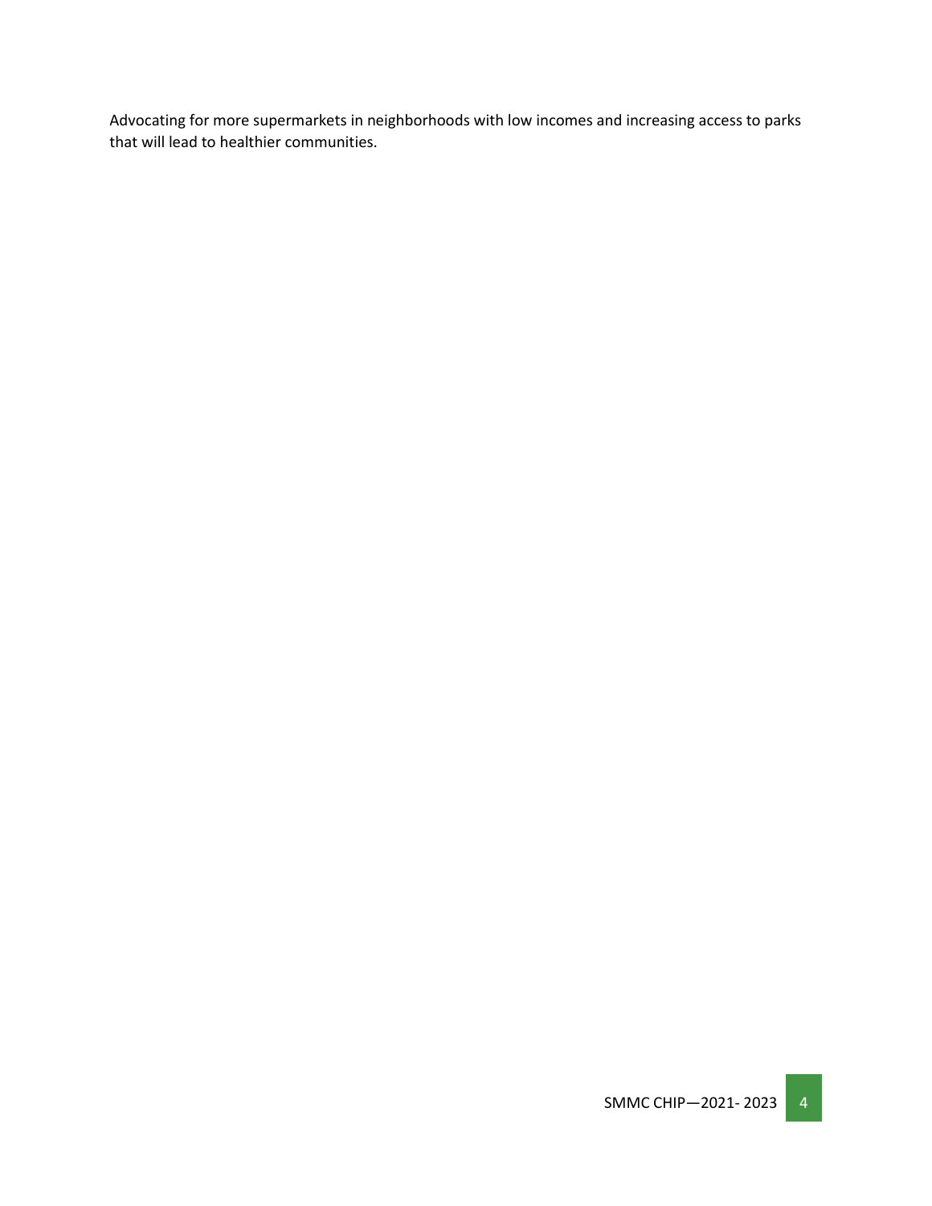Advocating for more supermarkets in neighborhoods with low incomes and increasing access to parks that will lead to healthier communities.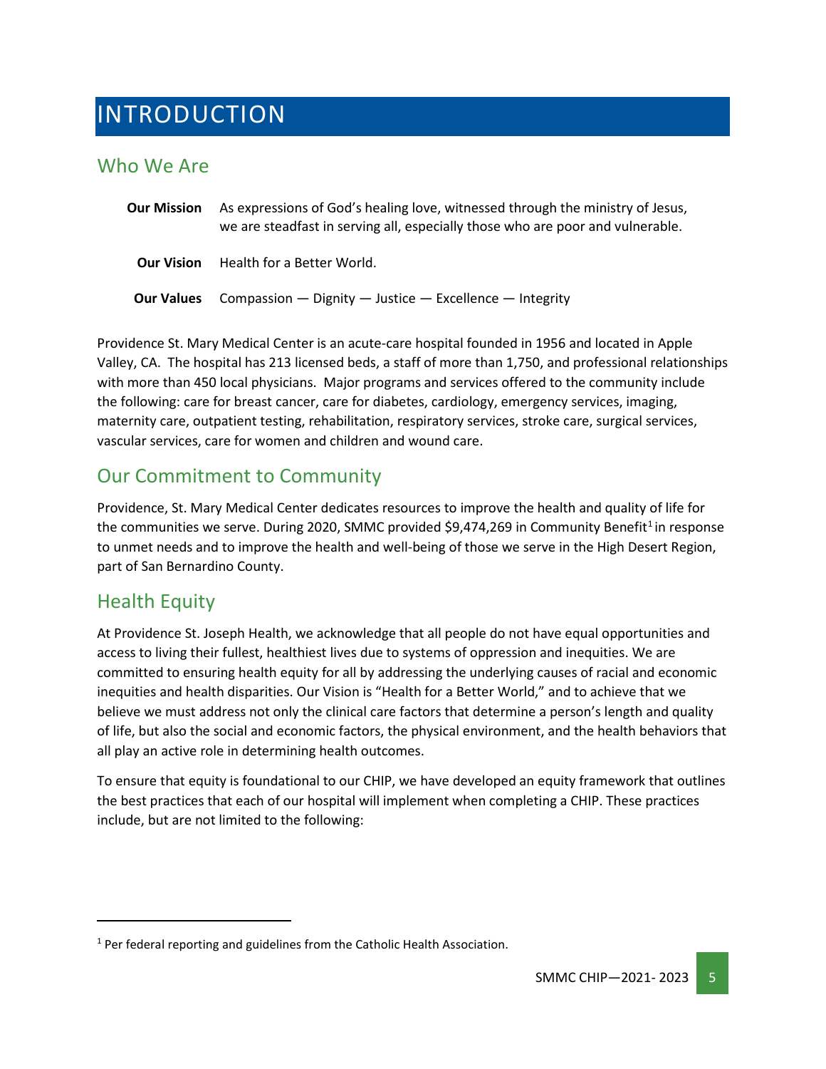# INTRODUCTION

## Who We Are

**Our Mission** As expressions of God's healing love, witnessed through the ministry of Jesus, we are steadfast in serving all, especially those who are poor and vulnerable.

**Our Vision** Health for a Better World.

**Our Values** Compassion — Dignity — Justice — Excellence — Integrity

Providence St. Mary Medical Center is an acute-care hospital founded in 1956 and located in Apple Valley, CA. The hospital has 213 licensed beds, a staff of more than 1,750, and professional relationships with more than 450 local physicians. Major programs and services offered to the community include the following: care for breast cancer, care for diabetes, cardiology, emergency services, imaging, maternity care, outpatient testing, rehabilitation, respiratory services, stroke care, surgical services, vascular services, care for women and children and wound care.

## Our Commitment to Community

Providence, St. Mary Medical Center dedicates resources to improve the health and quality of life for the communities we serve. During 2020, SMMC provided $9,474,269 in Community Benefit[1] in response to unmet needs and to improve the health and well-being of those we serve in the High Desert Region, part of San Bernardino County.

## Health Equity

At Providence St. Joseph Health, we acknowledge that all people do not have equal opportunities and access to living their fullest, healthiest lives due to systems of oppression and inequities. We are committed to ensuring health equity for all by addressing the underlying causes of racial and economic inequities and health disparities. Our Vision is "Health for a Better World," and to achieve that we believe we must address not only the clinical care factors that determine a person's length and quality of life, but also the social and economic factors, the physical environment, and the health behaviors that all play an active role in determining health outcomes.

To ensure that equity is foundational to our CHIP, we have developed an equity framework that outlines the best practices that each of our hospital will implement when completing a CHIP. These practices include, but are not limited to the following:

[1] Per federal reporting and guidelines from the Catholic Health Association.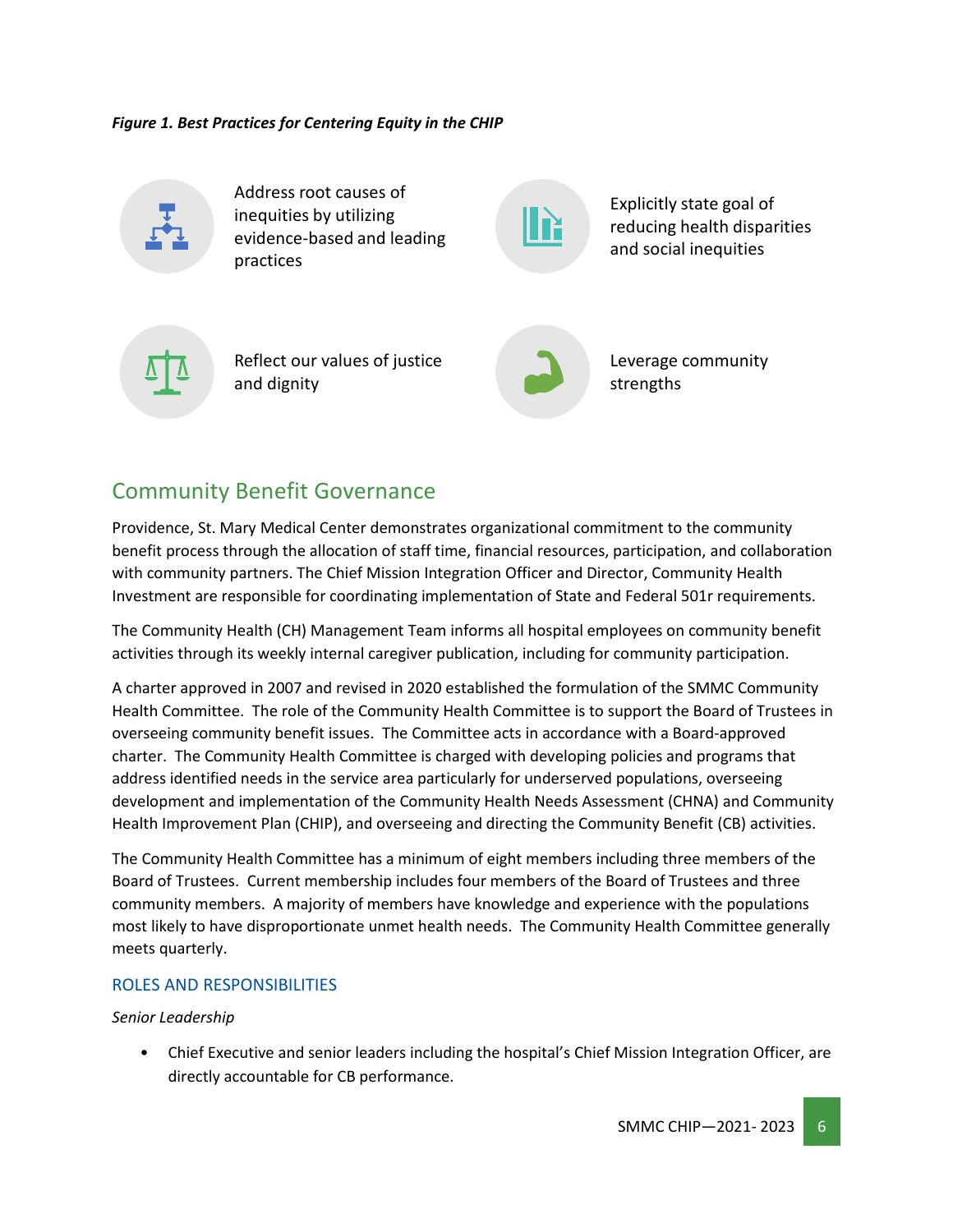*Figure 1. Best Practices for Centering Equity in the CHIP*

- Address root causes of inequities by utilizing evidence-based and leading practices
- Explicitly state goal of reducing health disparities and social inequities
- Reflect our values of justice and dignity
- Leverage community strengths

## Community Benefit Governance

Providence, St. Mary Medical Center demonstrates organizational commitment to the community benefit process through the allocation of staff time, financial resources, participation, and collaboration with community partners. The Chief Mission Integration Officer and Director, Community Health Investment are responsible for coordinating implementation of State and Federal 501r requirements.

The Community Health (CH) Management Team informs all hospital employees on community benefit activities through its weekly internal caregiver publication, including for community participation.

A charter approved in 2007 and revised in 2020 established the formulation of the SMMC Community Health Committee. The role of the Community Health Committee is to support the Board of Trustees in overseeing community benefit issues. The Committee acts in accordance with a Board-approved charter. The Community Health Committee is charged with developing policies and programs that address identified needs in the service area particularly for underserved populations, overseeing development and implementation of the Community Health Needs Assessment (CHNA) and Community Health Improvement Plan (CHIP), and overseeing and directing the Community Benefit (CB) activities.

The Community Health Committee has a minimum of eight members including three members of the Board of Trustees. Current membership includes four members of the Board of Trustees and three community members. A majority of members have knowledge and experience with the populations most likely to have disproportionate unmet health needs. The Community Health Committee generally meets quarterly.

### ROLES AND RESPONSIBILITIES

*Senior Leadership*

- Chief Executive and senior leaders including the hospital's Chief Mission Integration Officer, are directly accountable for CB performance.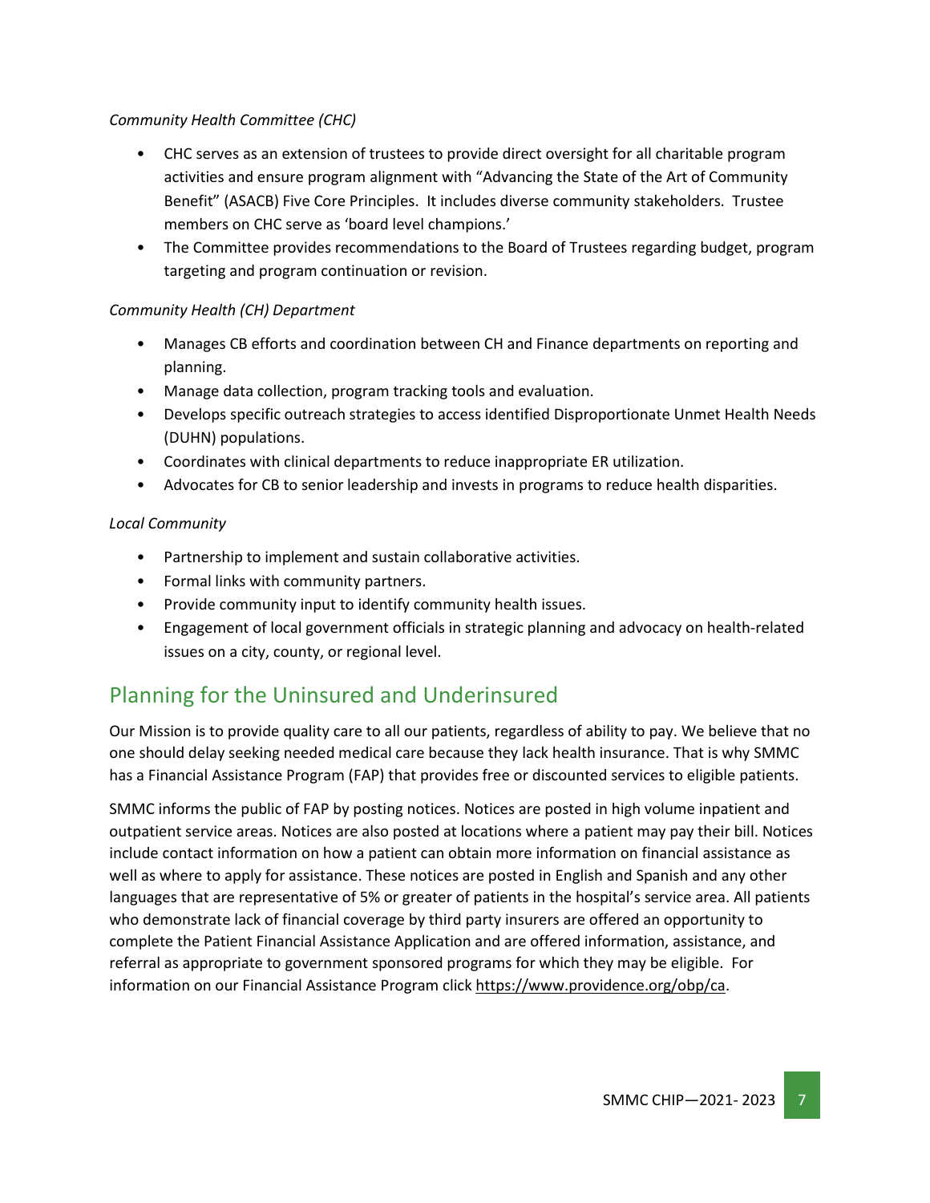*Community Health Committee (CHC)*

- CHC serves as an extension of trustees to provide direct oversight for all charitable program activities and ensure program alignment with "Advancing the State of the Art of Community Benefit" (ASACB) Five Core Principles. It includes diverse community stakeholders. Trustee members on CHC serve as 'board level champions.'
- The Committee provides recommendations to the Board of Trustees regarding budget, program targeting and program continuation or revision.

*Community Health (CH) Department*

- Manages CB efforts and coordination between CH and Finance departments on reporting and planning.
- Manage data collection, program tracking tools and evaluation.
- Develops specific outreach strategies to access identified Disproportionate Unmet Health Needs (DUHN) populations.
- Coordinates with clinical departments to reduce inappropriate ER utilization.
- Advocates for CB to senior leadership and invests in programs to reduce health disparities.

*Local Community*

- Partnership to implement and sustain collaborative activities.
- Formal links with community partners.
- Provide community input to identify community health issues.
- Engagement of local government officials in strategic planning and advocacy on health-related issues on a city, county, or regional level.

## Planning for the Uninsured and Underinsured

Our Mission is to provide quality care to all our patients, regardless of ability to pay. We believe that no one should delay seeking needed medical care because they lack health insurance. That is why SMMC has a Financial Assistance Program (FAP) that provides free or discounted services to eligible patients.

SMMC informs the public of FAP by posting notices. Notices are posted in high volume inpatient and outpatient service areas. Notices are also posted at locations where a patient may pay their bill. Notices include contact information on how a patient can obtain more information on financial assistance as well as where to apply for assistance. These notices are posted in English and Spanish and any other languages that are representative of 5% or greater of patients in the hospital's service area. All patients who demonstrate lack of financial coverage by third party insurers are offered an opportunity to complete the Patient Financial Assistance Application and are offered information, assistance, and referral as appropriate to government sponsored programs for which they may be eligible. For information on our Financial Assistance Program click https://www.providence.org/obp/ca.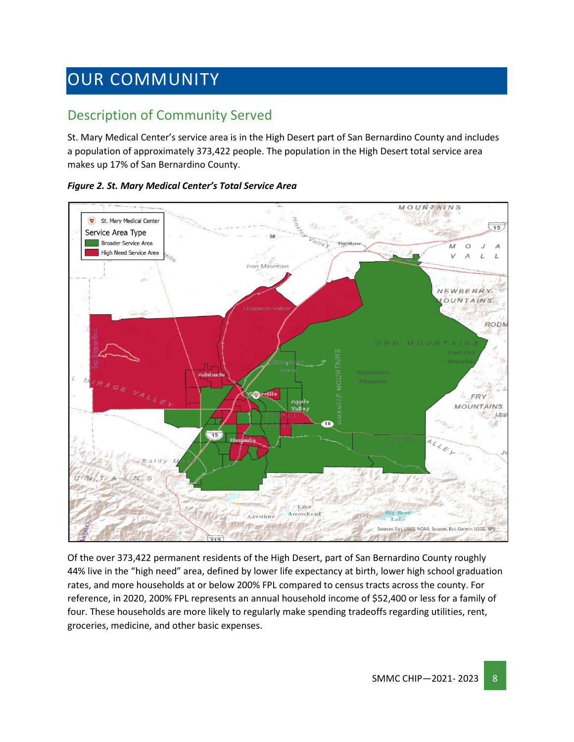# OUR COMMUNITY

## Description of Community Served

St. Mary Medical Center's service area is in the High Desert part of San Bernardino County and includes a population of approximately 373,422 people. The population in the High Desert total service area makes up 17% of San Bernardino County.

***Figure 2. St. Mary Medical Center's Total Service Area***

Of the over 373,422 permanent residents of the High Desert, part of San Bernardino County roughly 44% live in the "high need" area, defined by lower life expectancy at birth, lower high school graduation rates, and more households at or below 200% FPL compared to census tracts across the county. For reference, in 2020, 200% FPL represents an annual household income of $52,400 or less for a family of four. These households are more likely to regularly make spending tradeoffs regarding utilities, rent, groceries, medicine, and other basic expenses.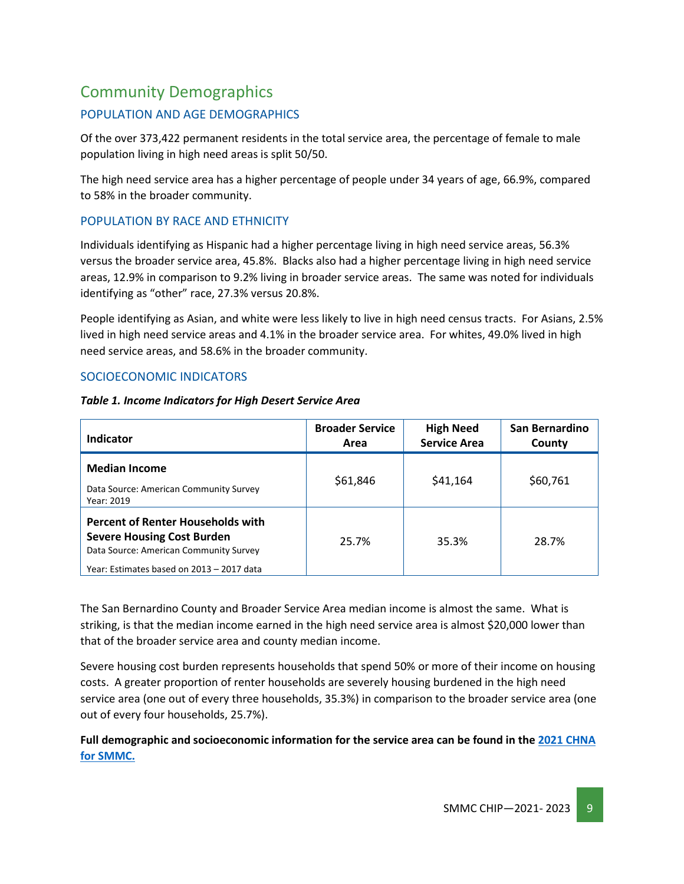# Community Demographics

## POPULATION AND AGE DEMOGRAPHICS

Of the over 373,422 permanent residents in the total service area, the percentage of female to male population living in high need areas is split 50/50.

The high need service area has a higher percentage of people under 34 years of age, 66.9%, compared to 58% in the broader community.

## POPULATION BY RACE AND ETHNICITY

Individuals identifying as Hispanic had a higher percentage living in high need service areas, 56.3% versus the broader service area, 45.8%. Blacks also had a higher percentage living in high need service areas, 12.9% in comparison to 9.2% living in broader service areas. The same was noted for individuals identifying as "other" race, 27.3% versus 20.8%.

People identifying as Asian, and white were less likely to live in high need census tracts. For Asians, 2.5% lived in high need service areas and 4.1% in the broader service area. For whites, 49.0% lived in high need service areas, and 58.6% in the broader community.

## SOCIOECONOMIC INDICATORS

***Table 1. Income Indicators for High Desert Service Area***

| Indicator | Broader Service Area | High Need Service Area | San Bernardino County |
|---|---|---|---|
| **Median Income**<br>Data Source: American Community Survey<br>Year: 2019 | $61,846 | $41,164 | $60,761 |
| **Percent of Renter Households with Severe Housing Cost Burden**<br>Data Source: American Community Survey<br>Year: Estimates based on 2013 – 2017 data | 25.7% | 35.3% | 28.7% |

The San Bernardino County and Broader Service Area median income is almost the same. What is striking, is that the median income earned in the high need service area is almost $20,000 lower than that of the broader service area and county median income.

Severe housing cost burden represents households that spend 50% or more of their income on housing costs. A greater proportion of renter households are severely housing burdened in the high need service area (one out of every three households, 35.3%) in comparison to the broader service area (one out of every four households, 25.7%).

**Full demographic and socioeconomic information for the service area can be found in the 2021 CHNA for SMMC.**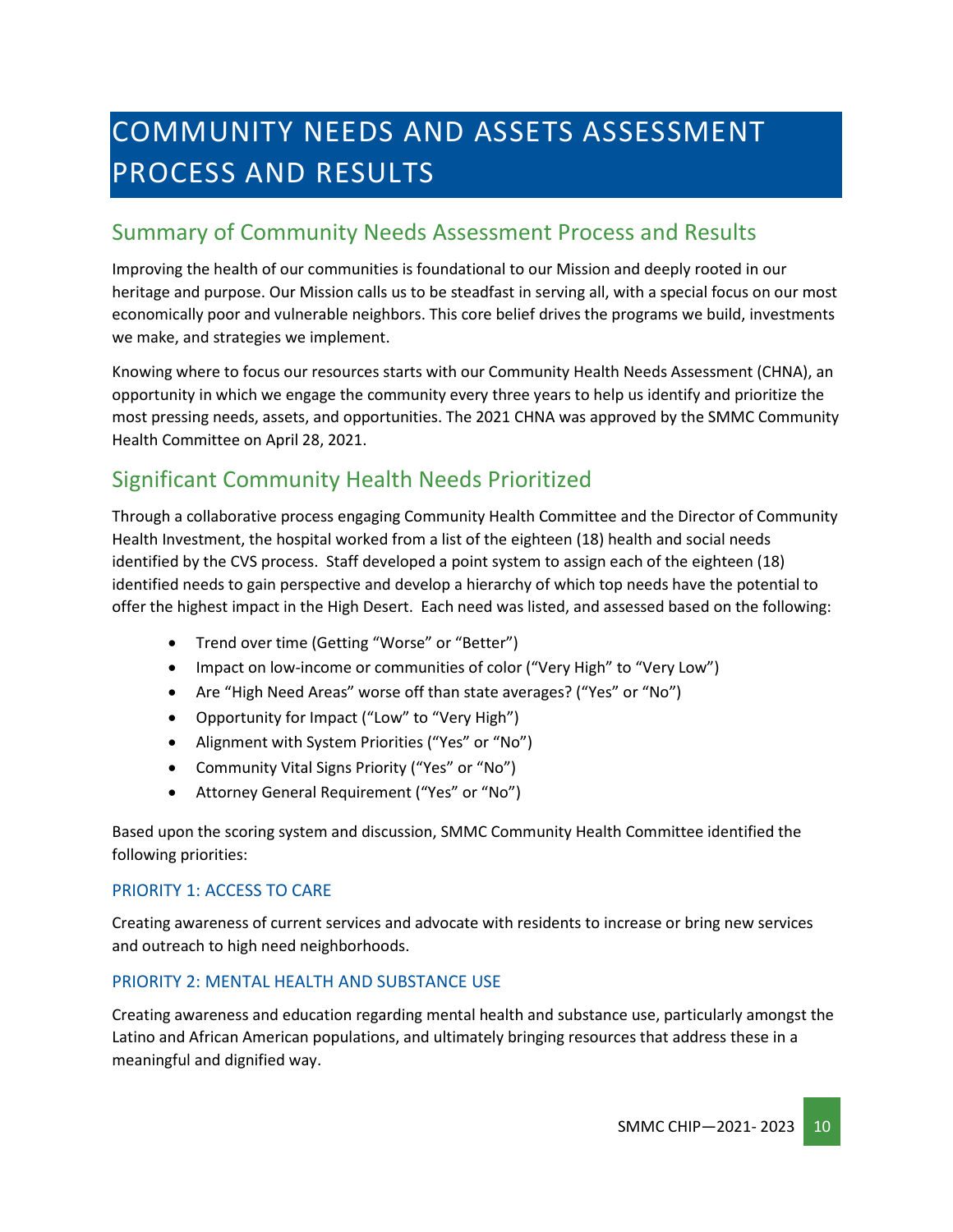# COMMUNITY NEEDS AND ASSETS ASSESSMENT PROCESS AND RESULTS

## Summary of Community Needs Assessment Process and Results

Improving the health of our communities is foundational to our Mission and deeply rooted in our heritage and purpose. Our Mission calls us to be steadfast in serving all, with a special focus on our most economically poor and vulnerable neighbors. This core belief drives the programs we build, investments we make, and strategies we implement.

Knowing where to focus our resources starts with our Community Health Needs Assessment (CHNA), an opportunity in which we engage the community every three years to help us identify and prioritize the most pressing needs, assets, and opportunities. The 2021 CHNA was approved by the SMMC Community Health Committee on April 28, 2021.

## Significant Community Health Needs Prioritized

Through a collaborative process engaging Community Health Committee and the Director of Community Health Investment, the hospital worked from a list of the eighteen (18) health and social needs identified by the CVS process. Staff developed a point system to assign each of the eighteen (18) identified needs to gain perspective and develop a hierarchy of which top needs have the potential to offer the highest impact in the High Desert. Each need was listed, and assessed based on the following:

- Trend over time (Getting "Worse" or "Better")
- Impact on low-income or communities of color ("Very High" to "Very Low")
- Are "High Need Areas" worse off than state averages? ("Yes" or "No")
- Opportunity for Impact ("Low" to "Very High")
- Alignment with System Priorities ("Yes" or "No")
- Community Vital Signs Priority ("Yes" or "No")
- Attorney General Requirement ("Yes" or "No")

Based upon the scoring system and discussion, SMMC Community Health Committee identified the following priorities:

### PRIORITY 1: ACCESS TO CARE

Creating awareness of current services and advocate with residents to increase or bring new services and outreach to high need neighborhoods.

### PRIORITY 2: MENTAL HEALTH AND SUBSTANCE USE

Creating awareness and education regarding mental health and substance use, particularly amongst the Latino and African American populations, and ultimately bringing resources that address these in a meaningful and dignified way.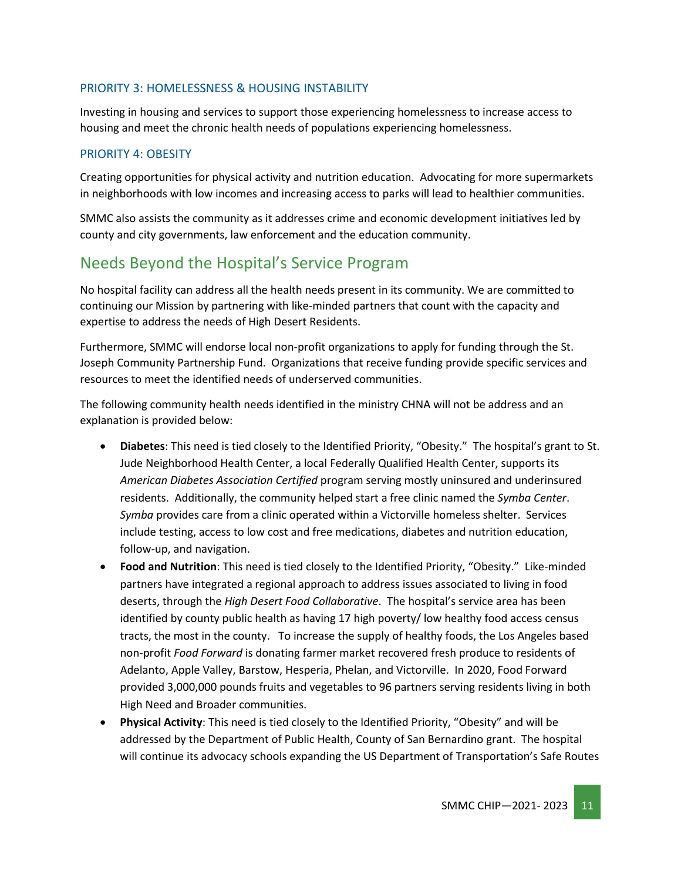### PRIORITY 3: HOMELESSNESS & HOUSING INSTABILITY

Investing in housing and services to support those experiencing homelessness to increase access to housing and meet the chronic health needs of populations experiencing homelessness.

### PRIORITY 4: OBESITY

Creating opportunities for physical activity and nutrition education. Advocating for more supermarkets in neighborhoods with low incomes and increasing access to parks will lead to healthier communities.

SMMC also assists the community as it addresses crime and economic development initiatives led by county and city governments, law enforcement and the education community.

## Needs Beyond the Hospital's Service Program

No hospital facility can address all the health needs present in its community. We are committed to continuing our Mission by partnering with like-minded partners that count with the capacity and expertise to address the needs of High Desert Residents.

Furthermore, SMMC will endorse local non-profit organizations to apply for funding through the St. Joseph Community Partnership Fund. Organizations that receive funding provide specific services and resources to meet the identified needs of underserved communities.

The following community health needs identified in the ministry CHNA will not be address and an explanation is provided below:

- **Diabetes**: This need is tied closely to the Identified Priority, "Obesity." The hospital's grant to St. Jude Neighborhood Health Center, a local Federally Qualified Health Center, supports its *American Diabetes Association Certified* program serving mostly uninsured and underinsured residents. Additionally, the community helped start a free clinic named the *Symba Center*. *Symba* provides care from a clinic operated within a Victorville homeless shelter. Services include testing, access to low cost and free medications, diabetes and nutrition education, follow-up, and navigation.
- **Food and Nutrition**: This need is tied closely to the Identified Priority, "Obesity." Like-minded partners have integrated a regional approach to address issues associated to living in food deserts, through the *High Desert Food Collaborative*. The hospital's service area has been identified by county public health as having 17 high poverty/ low healthy food access census tracts, the most in the county. To increase the supply of healthy foods, the Los Angeles based non-profit *Food Forward* is donating farmer market recovered fresh produce to residents of Adelanto, Apple Valley, Barstow, Hesperia, Phelan, and Victorville. In 2020, Food Forward provided 3,000,000 pounds fruits and vegetables to 96 partners serving residents living in both High Need and Broader communities.
- **Physical Activity**: This need is tied closely to the Identified Priority, "Obesity" and will be addressed by the Department of Public Health, County of San Bernardino grant. The hospital will continue its advocacy schools expanding the US Department of Transportation's Safe Routes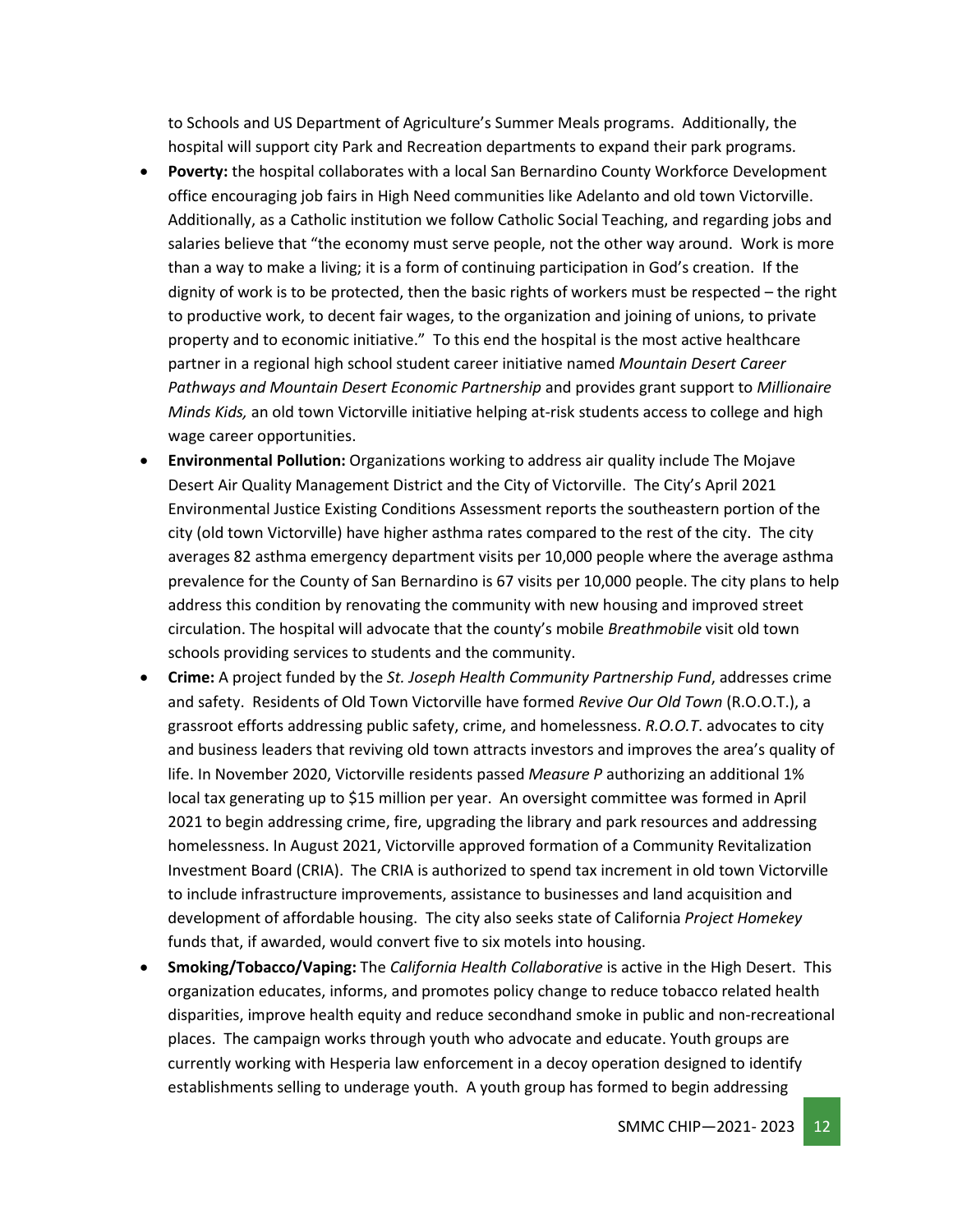to Schools and US Department of Agriculture's Summer Meals programs. Additionally, the hospital will support city Park and Recreation departments to expand their park programs.

- **Poverty:** the hospital collaborates with a local San Bernardino County Workforce Development office encouraging job fairs in High Need communities like Adelanto and old town Victorville. Additionally, as a Catholic institution we follow Catholic Social Teaching, and regarding jobs and salaries believe that "the economy must serve people, not the other way around. Work is more than a way to make a living; it is a form of continuing participation in God's creation. If the dignity of work is to be protected, then the basic rights of workers must be respected – the right to productive work, to decent fair wages, to the organization and joining of unions, to private property and to economic initiative." To this end the hospital is the most active healthcare partner in a regional high school student career initiative named *Mountain Desert Career Pathways and Mountain Desert Economic Partnership* and provides grant support to *Millionaire Minds Kids,* an old town Victorville initiative helping at-risk students access to college and high wage career opportunities.
- **Environmental Pollution:** Organizations working to address air quality include The Mojave Desert Air Quality Management District and the City of Victorville. The City's April 2021 Environmental Justice Existing Conditions Assessment reports the southeastern portion of the city (old town Victorville) have higher asthma rates compared to the rest of the city. The city averages 82 asthma emergency department visits per 10,000 people where the average asthma prevalence for the County of San Bernardino is 67 visits per 10,000 people. The city plans to help address this condition by renovating the community with new housing and improved street circulation. The hospital will advocate that the county's mobile *Breathmobile* visit old town schools providing services to students and the community.
- **Crime:** A project funded by the *St. Joseph Health Community Partnership Fund*, addresses crime and safety. Residents of Old Town Victorville have formed *Revive Our Old Town* (R.O.O.T.), a grassroot efforts addressing public safety, crime, and homelessness. *R.O.O.T*. advocates to city and business leaders that reviving old town attracts investors and improves the area's quality of life. In November 2020, Victorville residents passed *Measure P* authorizing an additional 1% local tax generating up to $15 million per year. An oversight committee was formed in April 2021 to begin addressing crime, fire, upgrading the library and park resources and addressing homelessness. In August 2021, Victorville approved formation of a Community Revitalization Investment Board (CRIA). The CRIA is authorized to spend tax increment in old town Victorville to include infrastructure improvements, assistance to businesses and land acquisition and development of affordable housing. The city also seeks state of California *Project Homekey* funds that, if awarded, would convert five to six motels into housing.
- **Smoking/Tobacco/Vaping:** The *California Health Collaborative* is active in the High Desert. This organization educates, informs, and promotes policy change to reduce tobacco related health disparities, improve health equity and reduce secondhand smoke in public and non-recreational places. The campaign works through youth who advocate and educate. Youth groups are currently working with Hesperia law enforcement in a decoy operation designed to identify establishments selling to underage youth. A youth group has formed to begin addressing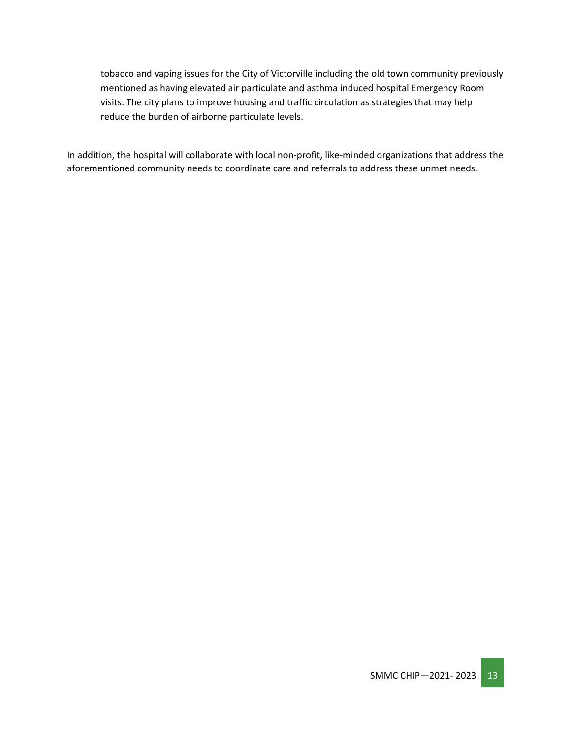tobacco and vaping issues for the City of Victorville including the old town community previously mentioned as having elevated air particulate and asthma induced hospital Emergency Room visits. The city plans to improve housing and traffic circulation as strategies that may help reduce the burden of airborne particulate levels.

In addition, the hospital will collaborate with local non-profit, like-minded organizations that address the aforementioned community needs to coordinate care and referrals to address these unmet needs.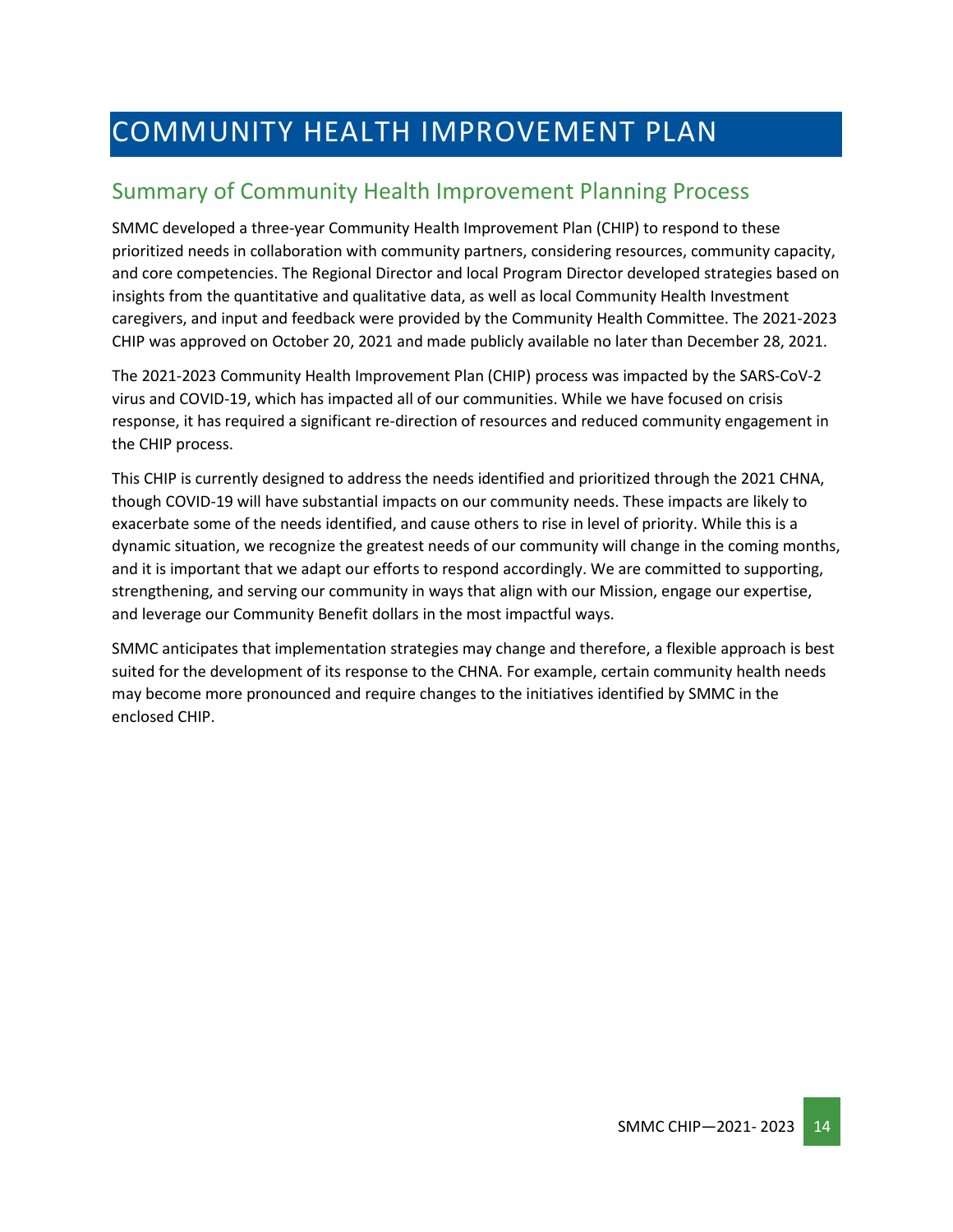# COMMUNITY HEALTH IMPROVEMENT PLAN

## Summary of Community Health Improvement Planning Process

SMMC developed a three-year Community Health Improvement Plan (CHIP) to respond to these prioritized needs in collaboration with community partners, considering resources, community capacity, and core competencies. The Regional Director and local Program Director developed strategies based on insights from the quantitative and qualitative data, as well as local Community Health Investment caregivers, and input and feedback were provided by the Community Health Committee. The 2021-2023 CHIP was approved on October 20, 2021 and made publicly available no later than December 28, 2021.

The 2021-2023 Community Health Improvement Plan (CHIP) process was impacted by the SARS-CoV-2 virus and COVID-19, which has impacted all of our communities. While we have focused on crisis response, it has required a significant re-direction of resources and reduced community engagement in the CHIP process.

This CHIP is currently designed to address the needs identified and prioritized through the 2021 CHNA, though COVID-19 will have substantial impacts on our community needs. These impacts are likely to exacerbate some of the needs identified, and cause others to rise in level of priority. While this is a dynamic situation, we recognize the greatest needs of our community will change in the coming months, and it is important that we adapt our efforts to respond accordingly. We are committed to supporting, strengthening, and serving our community in ways that align with our Mission, engage our expertise, and leverage our Community Benefit dollars in the most impactful ways.

SMMC anticipates that implementation strategies may change and therefore, a flexible approach is best suited for the development of its response to the CHNA. For example, certain community health needs may become more pronounced and require changes to the initiatives identified by SMMC in the enclosed CHIP.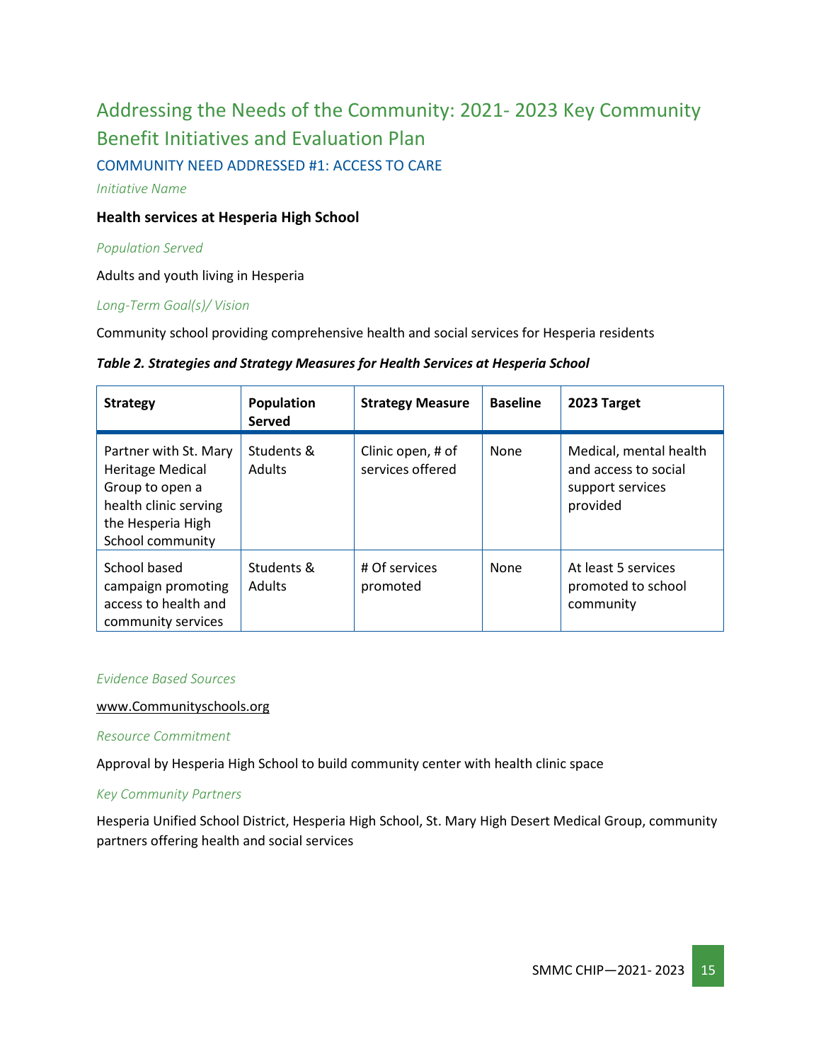# Addressing the Needs of the Community: 2021- 2023 Key Community Benefit Initiatives and Evaluation Plan

## COMMUNITY NEED ADDRESSED #1: ACCESS TO CARE

*Initiative Name*

**Health services at Hesperia High School**

*Population Served*

Adults and youth living in Hesperia

*Long-Term Goal(s)/ Vision*

Community school providing comprehensive health and social services for Hesperia residents

***Table 2. Strategies and Strategy Measures for Health Services at Hesperia School***

| Strategy | Population Served | Strategy Measure | Baseline | 2023 Target |
|---|---|---|---|---|
| Partner with St. Mary Heritage Medical Group to open a health clinic serving the Hesperia High School community | Students & Adults | Clinic open, # of services offered | None | Medical, mental health and access to social support services provided |
| School based campaign promoting access to health and community services | Students & Adults | # Of services promoted | None | At least 5 services promoted to school community |

*Evidence Based Sources*

www.Communityschools.org

*Resource Commitment*

Approval by Hesperia High School to build community center with health clinic space

*Key Community Partners*

Hesperia Unified School District, Hesperia High School, St. Mary High Desert Medical Group, community partners offering health and social services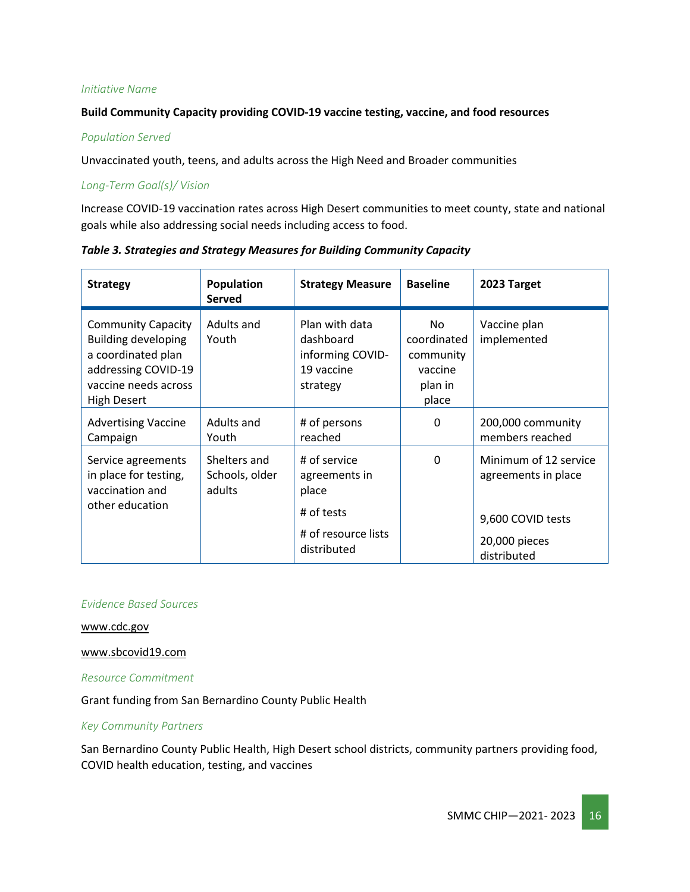*Initiative Name*

**Build Community Capacity providing COVID-19 vaccine testing, vaccine, and food resources**

*Population Served*

Unvaccinated youth, teens, and adults across the High Need and Broader communities

*Long-Term Goal(s)/ Vision*

Increase COVID-19 vaccination rates across High Desert communities to meet county, state and national goals while also addressing social needs including access to food.

***Table 3. Strategies and Strategy Measures for Building Community Capacity***

| Strategy | Population Served | Strategy Measure | Baseline | 2023 Target |
|---|---|---|---|---|
| Community Capacity Building developing a coordinated plan addressing COVID-19 vaccine needs across High Desert | Adults and Youth | Plan with data dashboard informing COVID-19 vaccine strategy | No coordinated community vaccine plan in place | Vaccine plan implemented |
| Advertising Vaccine Campaign | Adults and Youth | # of persons reached | 0 | 200,000 community members reached |
| Service agreements in place for testing, vaccination and other education | Shelters and Schools, older adults | # of service agreements in place<br># of tests<br># of resource lists distributed | 0 | Minimum of 12 service agreements in place<br>9,600 COVID tests<br>20,000 pieces distributed |

*Evidence Based Sources*

www.cdc.gov

www.sbcovid19.com

*Resource Commitment*

Grant funding from San Bernardino County Public Health

*Key Community Partners*

San Bernardino County Public Health, High Desert school districts, community partners providing food, COVID health education, testing, and vaccines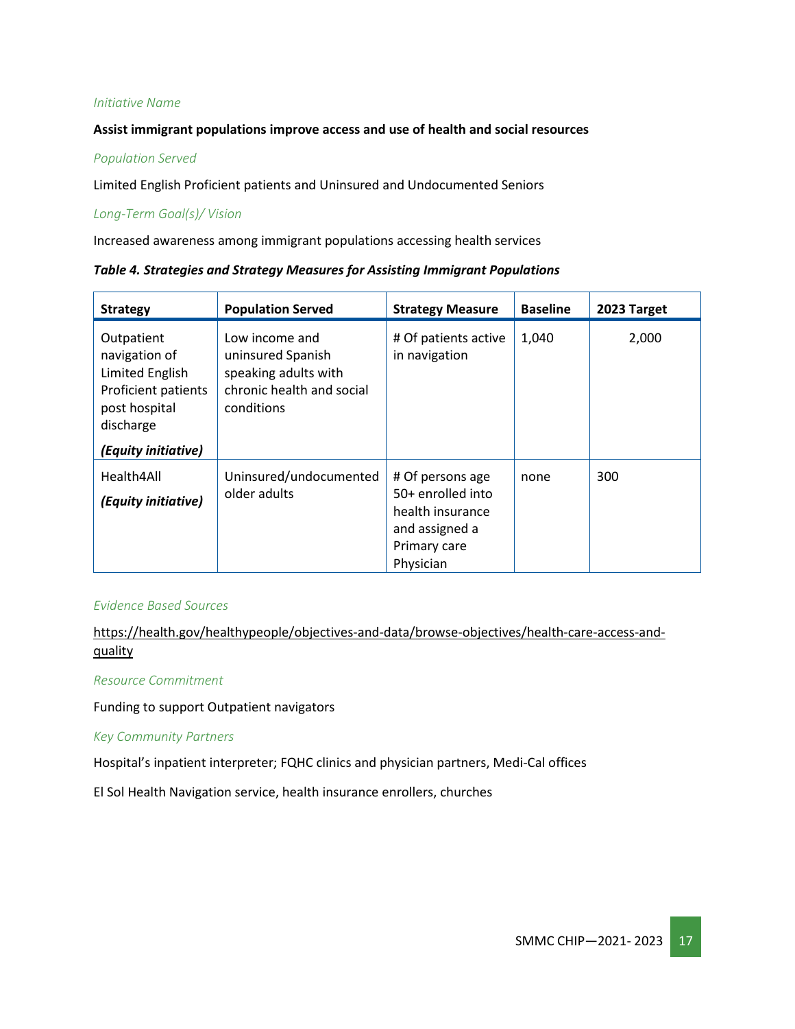*Initiative Name*

**Assist immigrant populations improve access and use of health and social resources**

*Population Served*

Limited English Proficient patients and Uninsured and Undocumented Seniors

*Long-Term Goal(s)/ Vision*

Increased awareness among immigrant populations accessing health services

***Table 4. Strategies and Strategy Measures for Assisting Immigrant Populations***

| Strategy | Population Served | Strategy Measure | Baseline | 2023 Target |
|---|---|---|---|---|
| Outpatient navigation of Limited English Proficient patients post hospital discharge ***(Equity initiative)*** | Low income and uninsured Spanish speaking adults with chronic health and social conditions | # Of patients active in navigation | 1,040 | 2,000 |
| Health4All ***(Equity initiative)*** | Uninsured/undocumented older adults | # Of persons age 50+ enrolled into health insurance and assigned a Primary care Physician | none | 300 |

*Evidence Based Sources*

https://health.gov/healthypeople/objectives-and-data/browse-objectives/health-care-access-and-quality

*Resource Commitment*

Funding to support Outpatient navigators

*Key Community Partners*

Hospital's inpatient interpreter; FQHC clinics and physician partners, Medi-Cal offices

El Sol Health Navigation service, health insurance enrollers, churches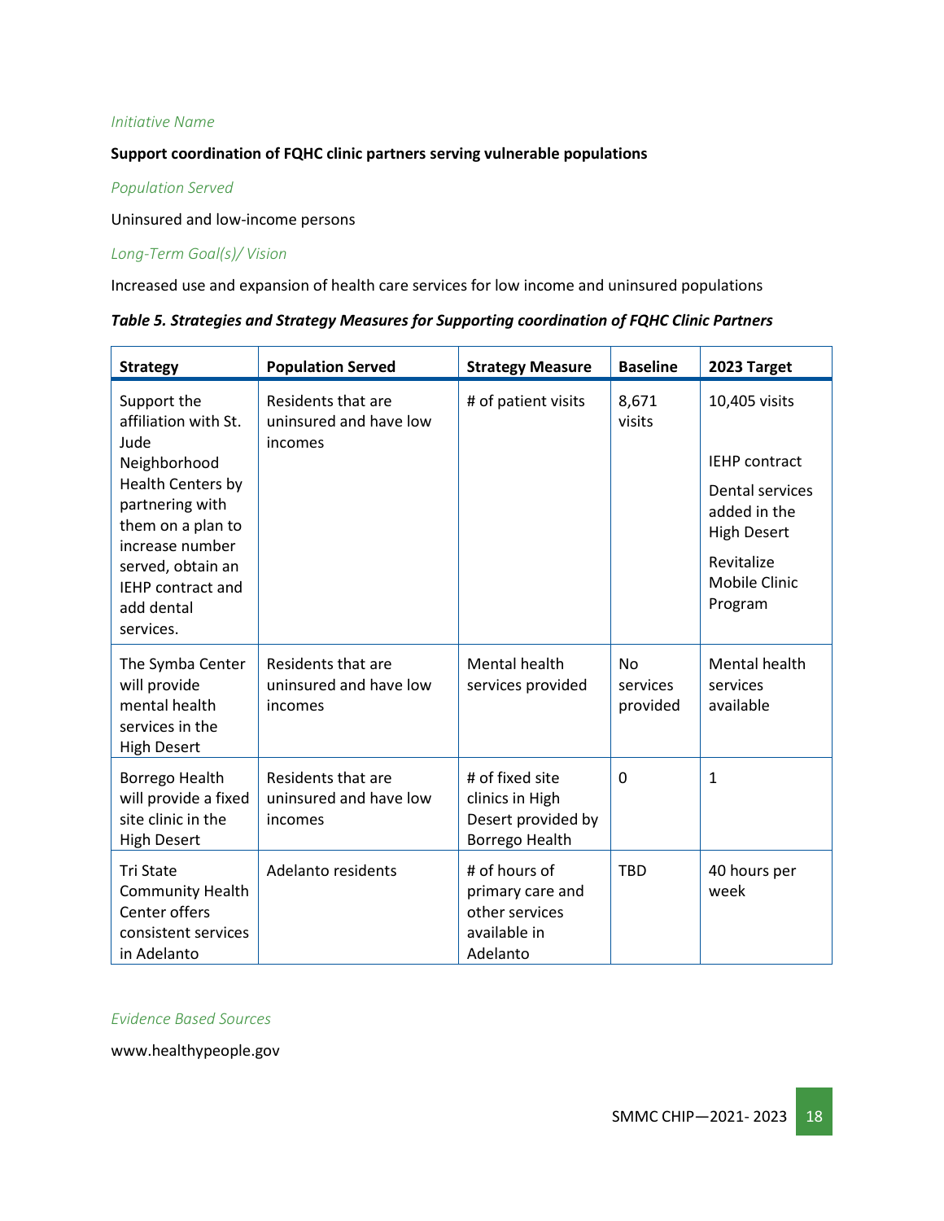*Initiative Name*

**Support coordination of FQHC clinic partners serving vulnerable populations**

*Population Served*

Uninsured and low-income persons

*Long-Term Goal(s)/ Vision*

Increased use and expansion of health care services for low income and uninsured populations

***Table 5. Strategies and Strategy Measures for Supporting coordination of FQHC Clinic Partners***

| Strategy | Population Served | Strategy Measure | Baseline | 2023 Target |
|---|---|---|---|---|
| Support the affiliation with St. Jude Neighborhood Health Centers by partnering with them on a plan to increase number served, obtain an IEHP contract and add dental services. | Residents that are uninsured and have low incomes | # of patient visits | 8,671 visits | 10,405 visits<br><br>IEHP contract<br><br>Dental services added in the High Desert<br><br>Revitalize Mobile Clinic Program |
| The Symba Center will provide mental health services in the High Desert | Residents that are uninsured and have low incomes | Mental health services provided | No services provided | Mental health services available |
| Borrego Health will provide a fixed site clinic in the High Desert | Residents that are uninsured and have low incomes | # of fixed site clinics in High Desert provided by Borrego Health | 0 | 1 |
| Tri State Community Health Center offers consistent services in Adelanto | Adelanto residents | # of hours of primary care and other services available in Adelanto | TBD | 40 hours per week |

*Evidence Based Sources*

www.healthypeople.gov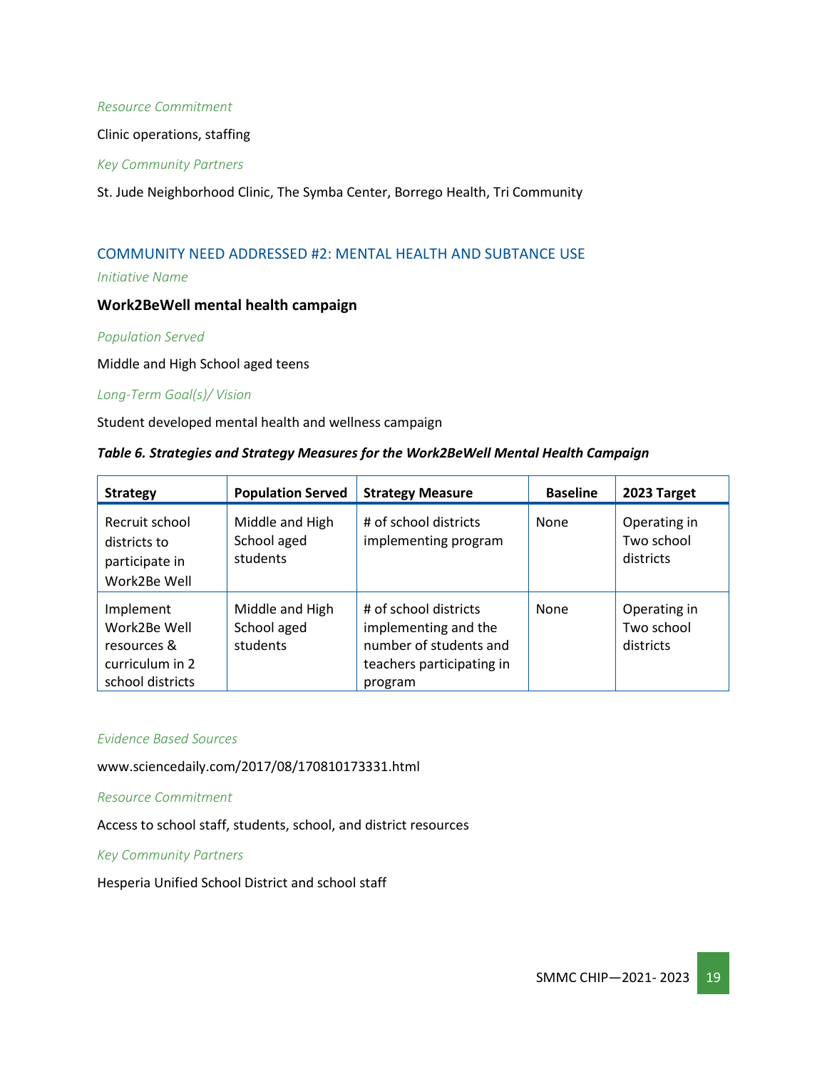*Resource Commitment*

Clinic operations, staffing

*Key Community Partners*

St. Jude Neighborhood Clinic, The Symba Center, Borrego Health, Tri Community

## COMMUNITY NEED ADDRESSED #2: MENTAL HEALTH AND SUBTANCE USE

*Initiative Name*

**Work2BeWell mental health campaign**

*Population Served*

Middle and High School aged teens

*Long-Term Goal(s)/ Vision*

Student developed mental health and wellness campaign

***Table 6. Strategies and Strategy Measures for the Work2BeWell Mental Health Campaign***

| Strategy | Population Served | Strategy Measure | Baseline | 2023 Target |
|---|---|---|---|---|
| Recruit school districts to participate in Work2Be Well | Middle and High School aged students | # of school districts implementing program | None | Operating in Two school districts |
| Implement Work2Be Well resources & curriculum in 2 school districts | Middle and High School aged students | # of school districts implementing and the number of students and teachers participating in program | None | Operating in Two school districts |

*Evidence Based Sources*

www.sciencedaily.com/2017/08/170810173331.html

*Resource Commitment*

Access to school staff, students, school, and district resources

*Key Community Partners*

Hesperia Unified School District and school staff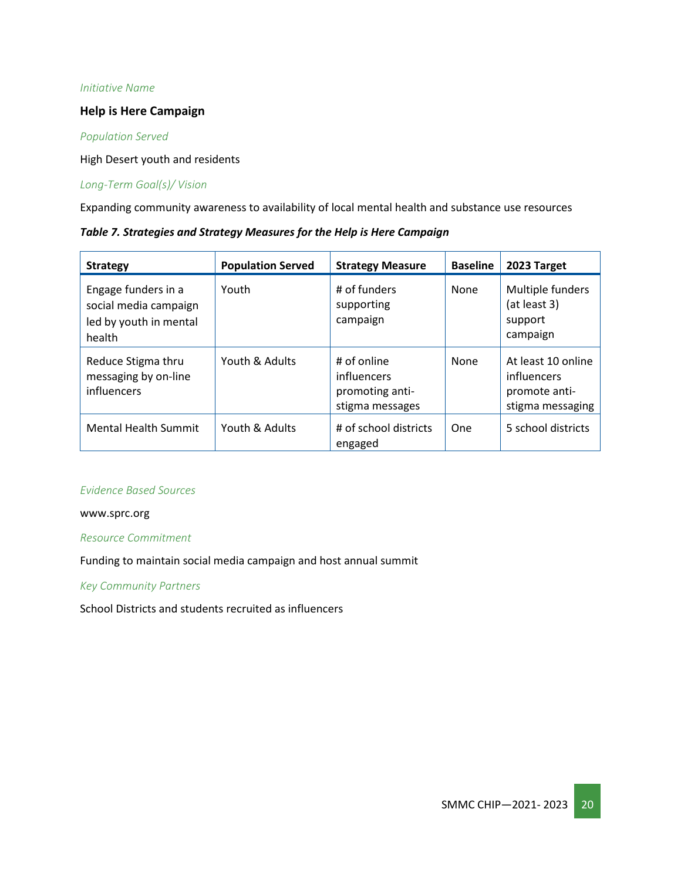*Initiative Name*

**Help is Here Campaign**

*Population Served*

High Desert youth and residents

*Long-Term Goal(s)/ Vision*

Expanding community awareness to availability of local mental health and substance use resources

***Table 7. Strategies and Strategy Measures for the Help is Here Campaign***

| Strategy | Population Served | Strategy Measure | Baseline | 2023 Target |
|---|---|---|---|---|
| Engage funders in a social media campaign led by youth in mental health | Youth | # of funders supporting campaign | None | Multiple funders (at least 3) support campaign |
| Reduce Stigma thru messaging by on-line influencers | Youth & Adults | # of online influencers promoting anti-stigma messages | None | At least 10 online influencers promote anti-stigma messaging |
| Mental Health Summit | Youth & Adults | # of school districts engaged | One | 5 school districts |

*Evidence Based Sources*

www.sprc.org

*Resource Commitment*

Funding to maintain social media campaign and host annual summit

*Key Community Partners*

School Districts and students recruited as influencers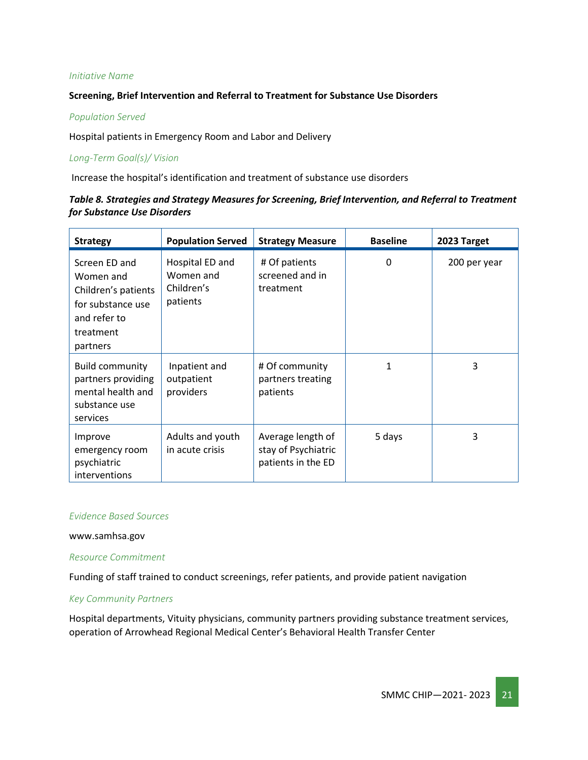*Initiative Name*

**Screening, Brief Intervention and Referral to Treatment for Substance Use Disorders**

*Population Served*

Hospital patients in Emergency Room and Labor and Delivery

*Long-Term Goal(s)/ Vision*

Increase the hospital's identification and treatment of substance use disorders

***Table 8. Strategies and Strategy Measures for Screening, Brief Intervention, and Referral to Treatment for Substance Use Disorders***

| Strategy | Population Served | Strategy Measure | Baseline | 2023 Target |
|---|---|---|---|---|
| Screen ED and Women and Children's patients for substance use and refer to treatment partners | Hospital ED and Women and Children's patients | # Of patients screened and in treatment | 0 | 200 per year |
| Build community partners providing mental health and substance use services | Inpatient and outpatient providers | # Of community partners treating patients | 1 | 3 |
| Improve emergency room psychiatric interventions | Adults and youth in acute crisis | Average length of stay of Psychiatric patients in the ED | 5 days | 3 |

*Evidence Based Sources*

www.samhsa.gov

*Resource Commitment*

Funding of staff trained to conduct screenings, refer patients, and provide patient navigation

*Key Community Partners*

Hospital departments, Vituity physicians, community partners providing substance treatment services, operation of Arrowhead Regional Medical Center's Behavioral Health Transfer Center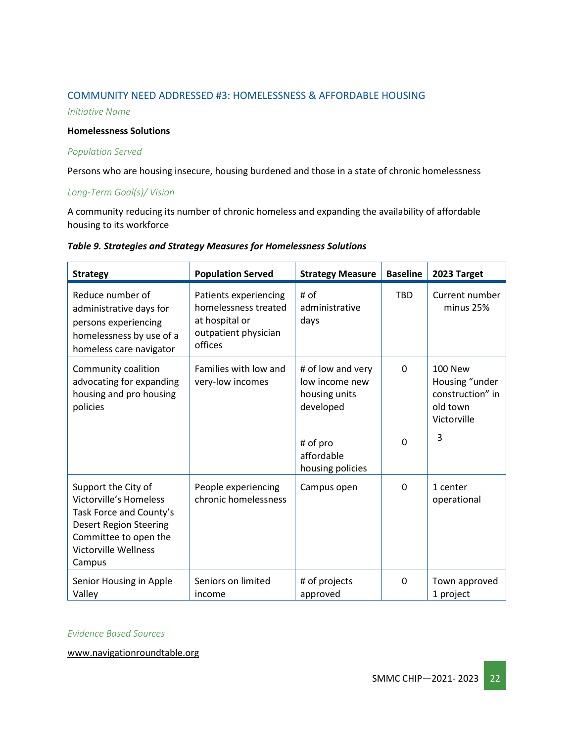## COMMUNITY NEED ADDRESSED #3: HOMELESSNESS & AFFORDABLE HOUSING

*Initiative Name*

**Homelessness Solutions**

*Population Served*

Persons who are housing insecure, housing burdened and those in a state of chronic homelessness

*Long-Term Goal(s)/ Vision*

A community reducing its number of chronic homeless and expanding the availability of affordable housing to its workforce

***Table 9. Strategies and Strategy Measures for Homelessness Solutions***

| Strategy | Population Served | Strategy Measure | Baseline | 2023 Target |
|---|---|---|---|---|
| Reduce number of administrative days for persons experiencing homelessness by use of a homeless care navigator | Patients experiencing homelessness treated at hospital or outpatient physician offices | # of administrative days | TBD | Current number minus 25% |
| Community coalition advocating for expanding housing and pro housing policies | Families with low and very-low incomes | # of low and very low income new housing units developed | 0 | 100 New Housing "under construction" in old town Victorville |
| | | # of pro affordable housing policies | 0 | 3 |
| Support the City of Victorville's Homeless Task Force and County's Desert Region Steering Committee to open the Victorville Wellness Campus | People experiencing chronic homelessness | Campus open | 0 | 1 center operational |
| Senior Housing in Apple Valley | Seniors on limited income | # of projects approved | 0 | Town approved 1 project |

*Evidence Based Sources*

www.navigationroundtable.org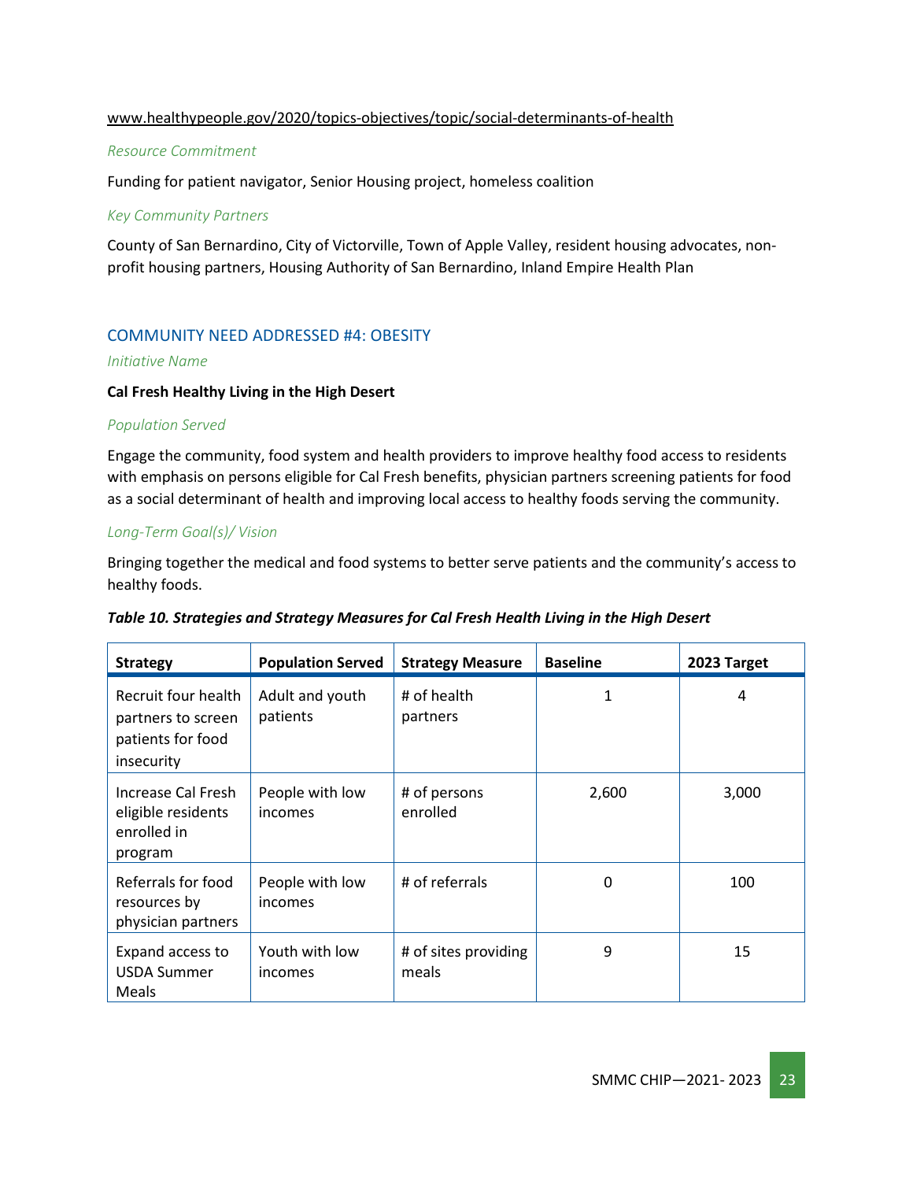www.healthypeople.gov/2020/topics-objectives/topic/social-determinants-of-health

*Resource Commitment*

Funding for patient navigator, Senior Housing project, homeless coalition

*Key Community Partners*

County of San Bernardino, City of Victorville, Town of Apple Valley, resident housing advocates, non-profit housing partners, Housing Authority of San Bernardino, Inland Empire Health Plan

## COMMUNITY NEED ADDRESSED #4: OBESITY

*Initiative Name*

**Cal Fresh Healthy Living in the High Desert**

*Population Served*

Engage the community, food system and health providers to improve healthy food access to residents with emphasis on persons eligible for Cal Fresh benefits, physician partners screening patients for food as a social determinant of health and improving local access to healthy foods serving the community.

*Long-Term Goal(s)/ Vision*

Bringing together the medical and food systems to better serve patients and the community's access to healthy foods.

***Table 10. Strategies and Strategy Measures for Cal Fresh Health Living in the High Desert***

| Strategy | Population Served | Strategy Measure | Baseline | 2023 Target |
|---|---|---|---|---|
| Recruit four health partners to screen patients for food insecurity | Adult and youth patients | # of health partners | 1 | 4 |
| Increase Cal Fresh eligible residents enrolled in program | People with low incomes | # of persons enrolled | 2,600 | 3,000 |
| Referrals for food resources by physician partners | People with low incomes | # of referrals | 0 | 100 |
| Expand access to USDA Summer Meals | Youth with low incomes | # of sites providing meals | 9 | 15 |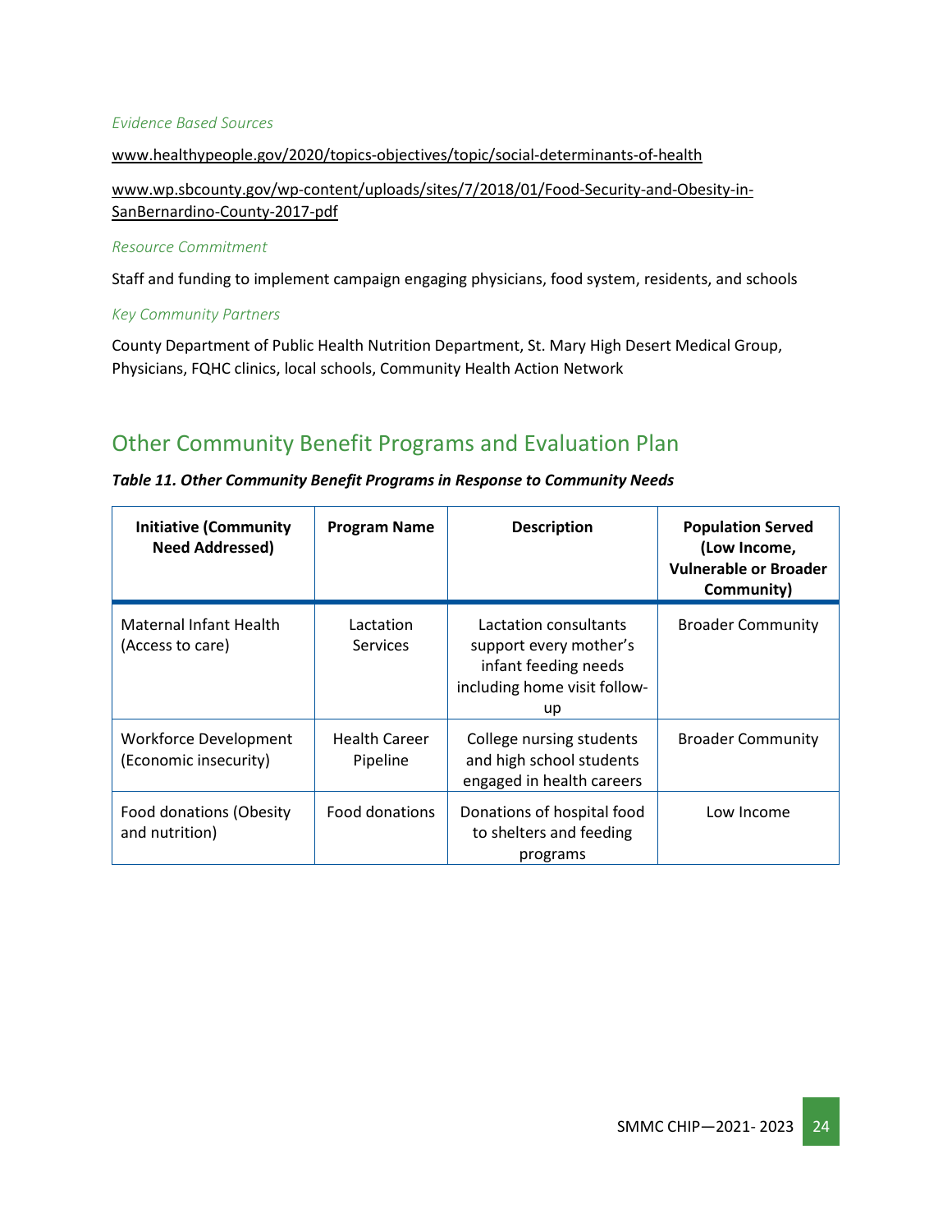*Evidence Based Sources*

www.healthypeople.gov/2020/topics-objectives/topic/social-determinants-of-health

www.wp.sbcounty.gov/wp-content/uploads/sites/7/2018/01/Food-Security-and-Obesity-in-SanBernardino-County-2017-pdf

*Resource Commitment*

Staff and funding to implement campaign engaging physicians, food system, residents, and schools

*Key Community Partners*

County Department of Public Health Nutrition Department, St. Mary High Desert Medical Group, Physicians, FQHC clinics, local schools, Community Health Action Network

## Other Community Benefit Programs and Evaluation Plan

***Table 11. Other Community Benefit Programs in Response to Community Needs***

| Initiative (Community Need Addressed) | Program Name | Description | Population Served (Low Income, Vulnerable or Broader Community) |
|---|---|---|---|
| Maternal Infant Health (Access to care) | Lactation Services | Lactation consultants support every mother's infant feeding needs including home visit follow-up | Broader Community |
| Workforce Development (Economic insecurity) | Health Career Pipeline | College nursing students and high school students engaged in health careers | Broader Community |
| Food donations (Obesity and nutrition) | Food donations | Donations of hospital food to shelters and feeding programs | Low Income |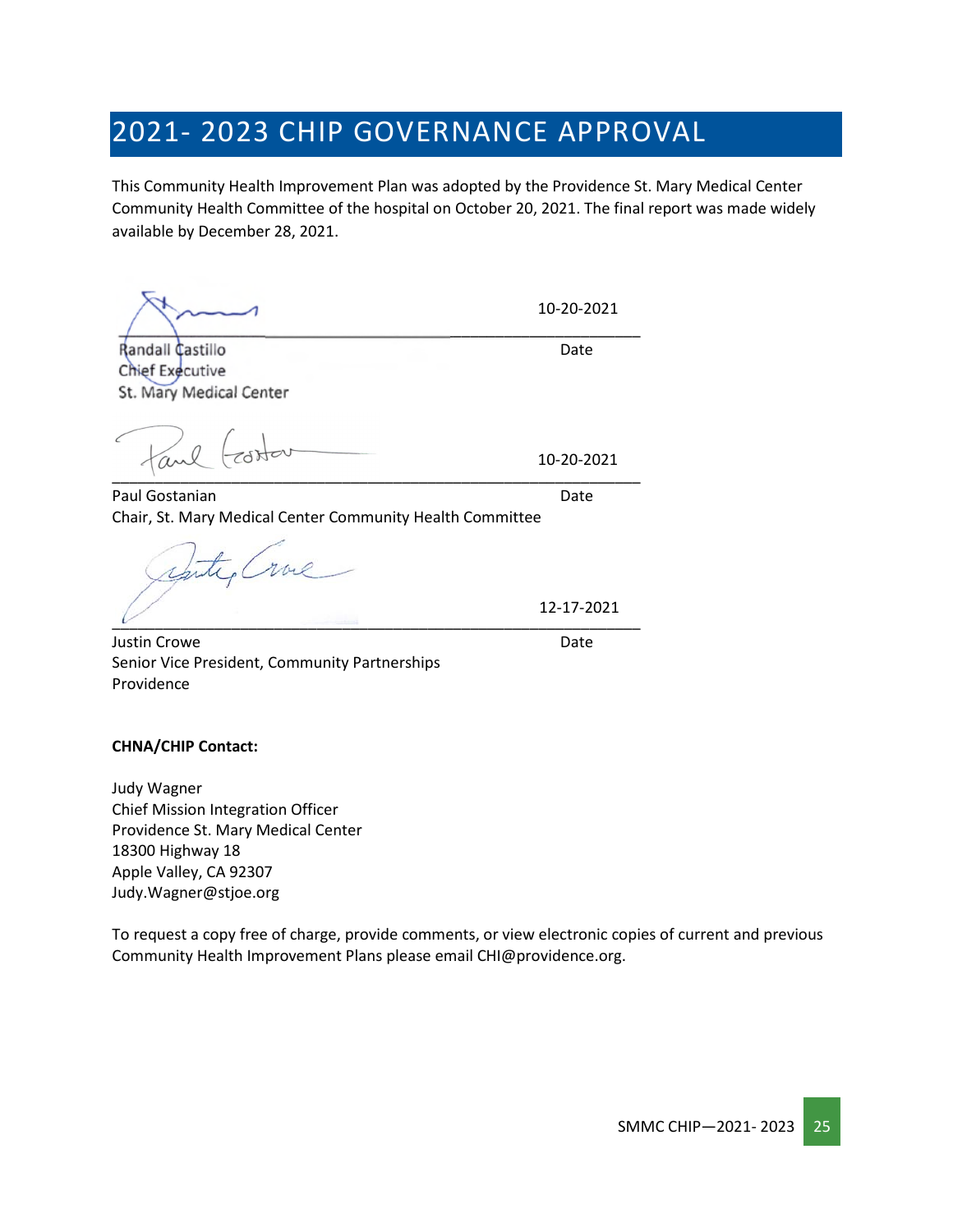# 2021- 2023 CHIP GOVERNANCE APPROVAL

This Community Health Improvement Plan was adopted by the Providence St. Mary Medical Center Community Health Committee of the hospital on October 20, 2021. The final report was made widely available by December 28, 2021.

| | |
|---|---|
| Randall Castillo<br>Chief Executive<br>St. Mary Medical Center | 10-20-2021<br>Date |
| Paul Gostanian<br>Chair, St. Mary Medical Center Community Health Committee | 10-20-2021<br>Date |
| Justin Crowe<br>Senior Vice President, Community Partnerships<br>Providence | 12-17-2021<br>Date |

**CHNA/CHIP Contact:**

Judy Wagner
Chief Mission Integration Officer
Providence St. Mary Medical Center
18300 Highway 18
Apple Valley, CA 92307
Judy.Wagner@stjoe.org

To request a copy free of charge, provide comments, or view electronic copies of current and previous Community Health Improvement Plans please email CHI@providence.org.